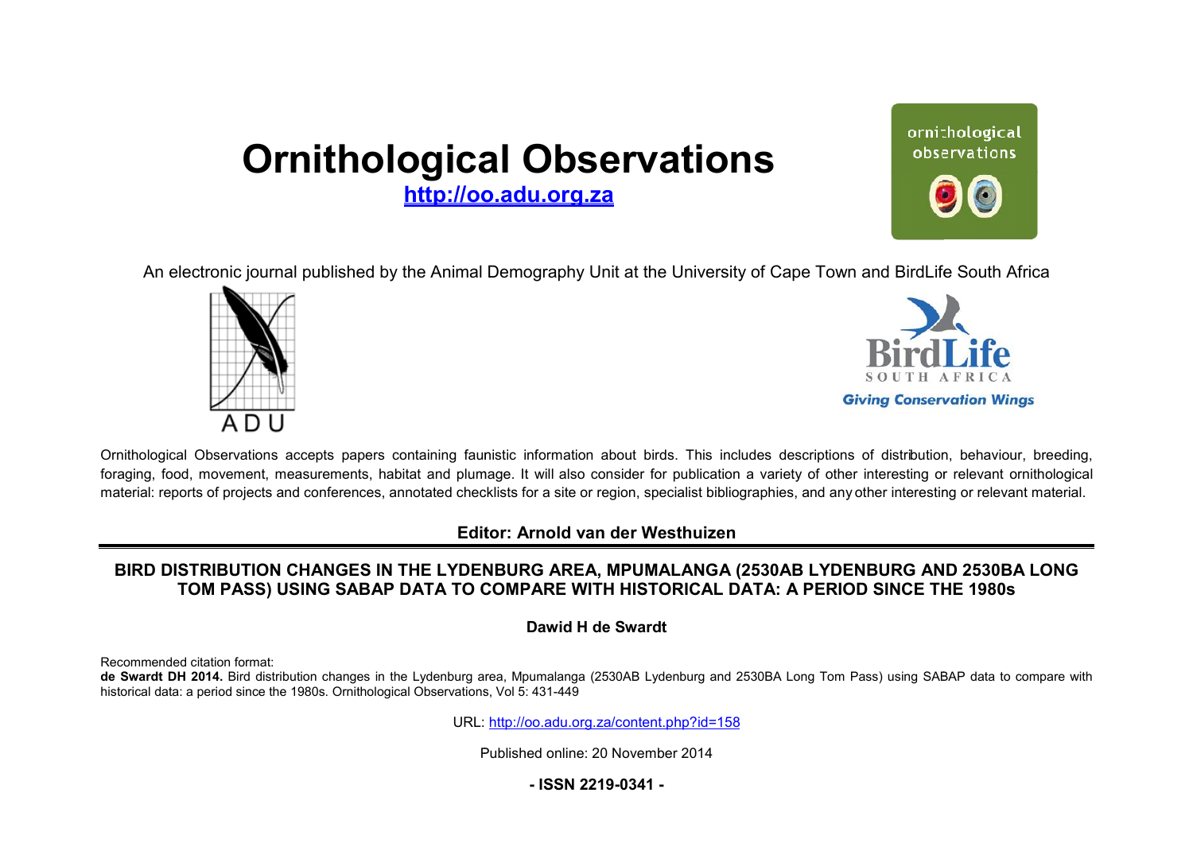# Ornithological Observations

**http://oo.adu.org.za**

An electronic journal published by the Animal Demography Unit at the University of Cape Town and BirdLife South Africa

Ornithological Observations accepts papers containing faunistic information about birds. This includes descriptions of distribution, behaviour, breeding, foraging, food, movement, measurements, habitat and plumage. It will also consider for publication a variety of other interesting or relevant ornithological material: reports of projects and conferences, annotated checklists for a site or region, specialist bibliographies, and any other interesting or relevant material.

**Editor: Arnold van der Westhuizen**

## BIRD DISTRIBUTION CHANGES IN THE LYDENBURG AREA, MPUMALANGA (2530AB LYDENBURG AND 2530BA LONG TOM PASS) USING SABAP DATA TO COMPARE WITH HISTORICAL DATA: A PERIOD SINCE THE 1980s

**Dawid H de Swardt**

Recommended citation format:
**de Swardt DH 2014.** Bird distribution changes in the Lydenburg area, Mpumalanga (2530AB Lydenburg and 2530BA Long Tom Pass) using SABAP data to compare with historical data: a period since the 1980s. Ornithological Observations, Vol 5: 431-449

URL: http://oo.adu.org.za/content.php?id=158

Published online: 20 November 2014

**- ISSN 2219-0341 -**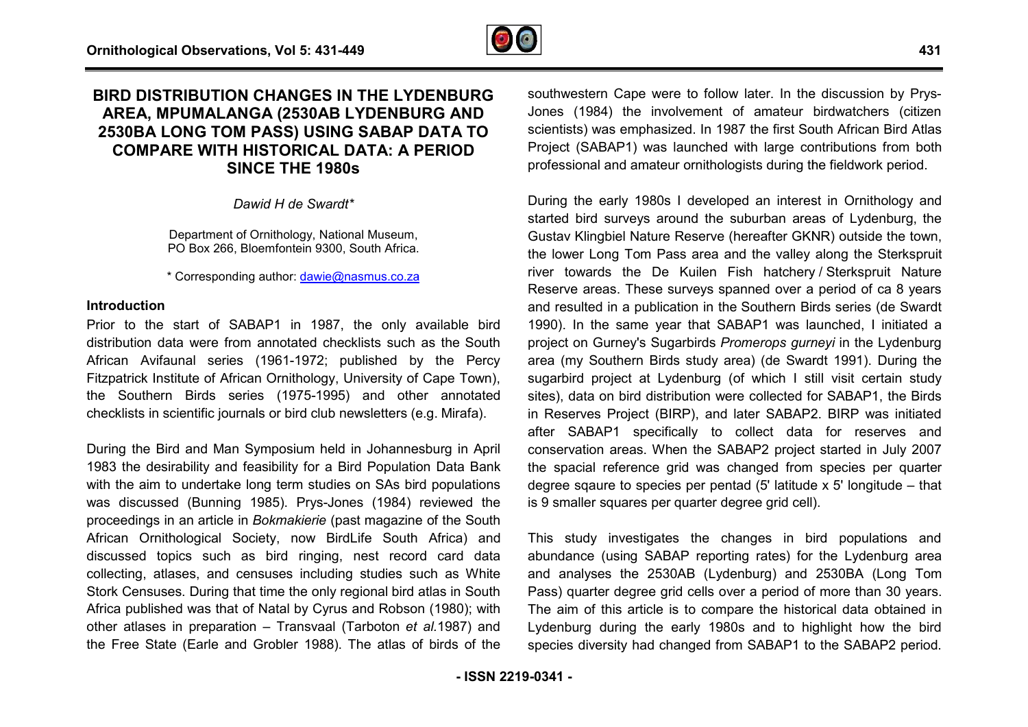# BIRD DISTRIBUTION CHANGES IN THE LYDENBURG AREA, MPUMALANGA (2530AB LYDENBURG AND 2530BA LONG TOM PASS) USING SABAP DATA TO COMPARE WITH HISTORICAL DATA: A PERIOD SINCE THE 1980s

*Dawid H de Swardt\**

Department of Ornithology, National Museum,
PO Box 266, Bloemfontein 9300, South Africa.

\* Corresponding author: dawie@nasmus.co.za

## Introduction

Prior to the start of SABAP1 in 1987, the only available bird distribution data were from annotated checklists such as the South African Avifaunal series (1961-1972; published by the Percy Fitzpatrick Institute of African Ornithology, University of Cape Town), the Southern Birds series (1975-1995) and other annotated checklists in scientific journals or bird club newsletters (e.g. Mirafa).

During the Bird and Man Symposium held in Johannesburg in April 1983 the desirability and feasibility for a Bird Population Data Bank with the aim to undertake long term studies on SAs bird populations was discussed (Bunning 1985). Prys-Jones (1984) reviewed the proceedings in an article in *Bokmakierie* (past magazine of the South African Ornithological Society, now BirdLife South Africa) and discussed topics such as bird ringing, nest record card data collecting, atlases, and censuses including studies such as White Stork Censuses. During that time the only regional bird atlas in South Africa published was that of Natal by Cyrus and Robson (1980); with other atlases in preparation – Transvaal (Tarboton *et al.*1987) and the Free State (Earle and Grobler 1988). The atlas of birds of the southwestern Cape were to follow later. In the discussion by Prys-Jones (1984) the involvement of amateur birdwatchers (citizen scientists) was emphasized. In 1987 the first South African Bird Atlas Project (SABAP1) was launched with large contributions from both professional and amateur ornithologists during the fieldwork period.

During the early 1980s I developed an interest in Ornithology and started bird surveys around the suburban areas of Lydenburg, the Gustav Klingbiel Nature Reserve (hereafter GKNR) outside the town, the lower Long Tom Pass area and the valley along the Sterkspruit river towards the De Kuilen Fish hatchery / Sterkspruit Nature Reserve areas. These surveys spanned over a period of ca 8 years and resulted in a publication in the Southern Birds series (de Swardt 1990). In the same year that SABAP1 was launched, I initiated a project on Gurney's Sugarbirds *Promerops gurneyi* in the Lydenburg area (my Southern Birds study area) (de Swardt 1991). During the sugarbird project at Lydenburg (of which I still visit certain study sites), data on bird distribution were collected for SABAP1, the Birds in Reserves Project (BIRP), and later SABAP2. BIRP was initiated after SABAP1 specifically to collect data for reserves and conservation areas. When the SABAP2 project started in July 2007 the spacial reference grid was changed from species per quarter degree sqaure to species per pentad (5' latitude x 5' longitude – that is 9 smaller squares per quarter degree grid cell).

This study investigates the changes in bird populations and abundance (using SABAP reporting rates) for the Lydenburg area and analyses the 2530AB (Lydenburg) and 2530BA (Long Tom Pass) quarter degree grid cells over a period of more than 30 years. The aim of this article is to compare the historical data obtained in Lydenburg during the early 1980s and to highlight how the bird species diversity had changed from SABAP1 to the SABAP2 period.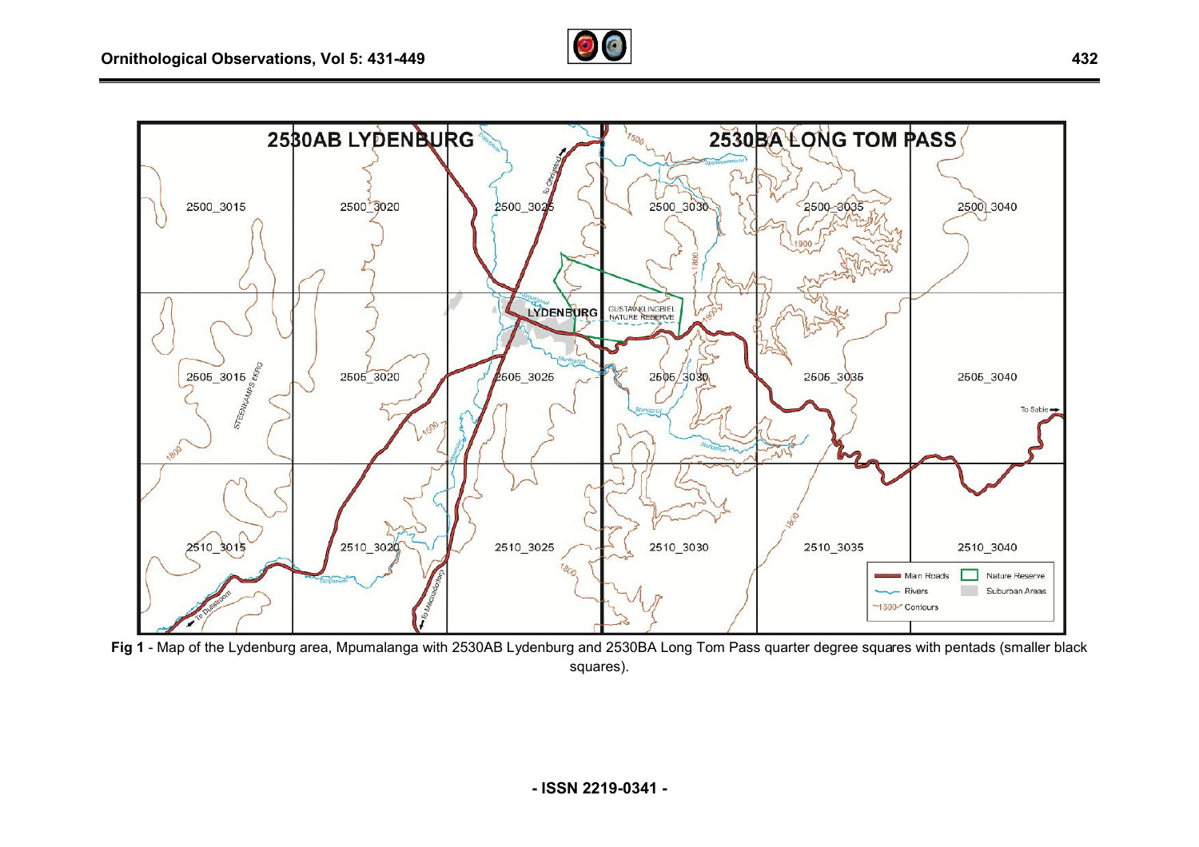**Fig 1** - Map of the Lydenburg area, Mpumalanga with 2530AB Lydenburg and 2530BA Long Tom Pass quarter degree squares with pentads (smaller black squares).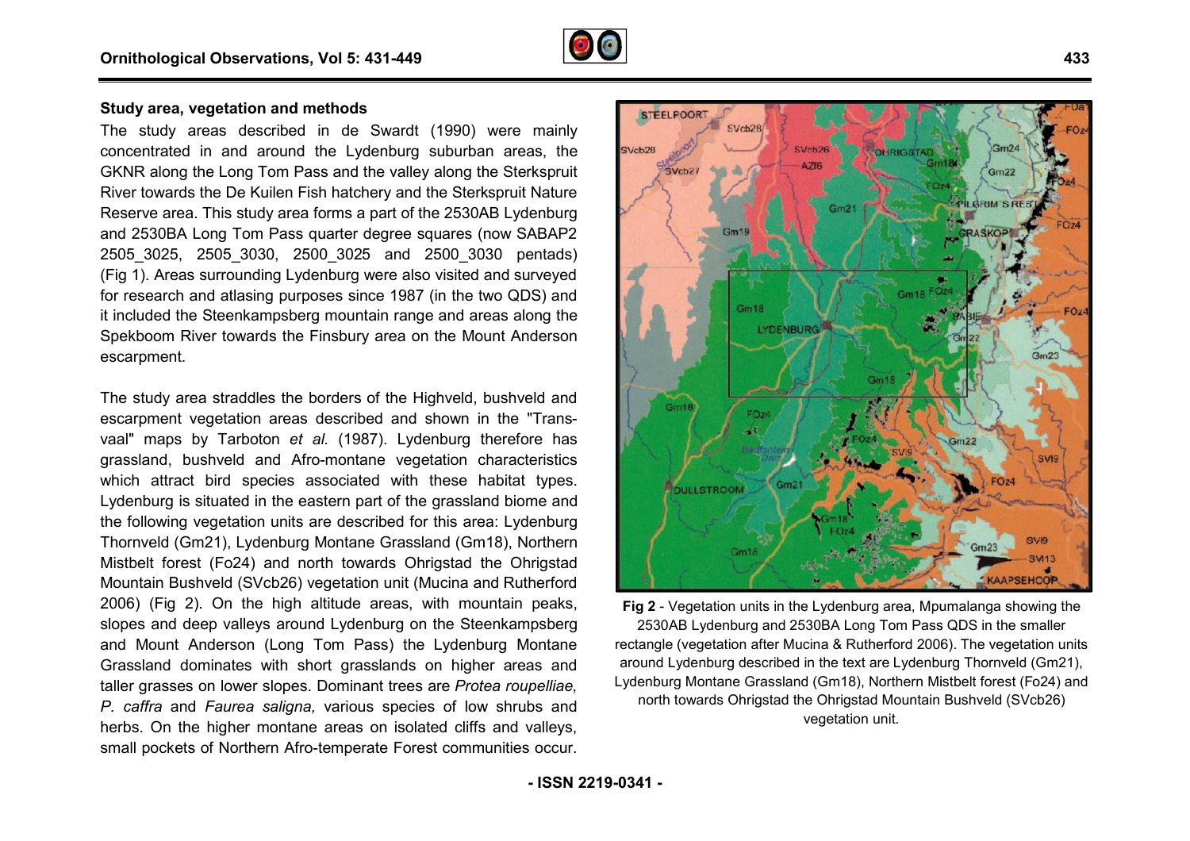### Study area, vegetation and methods

The study areas described in de Swardt (1990) were mainly concentrated in and around the Lydenburg suburban areas, the GKNR along the Long Tom Pass and the valley along the Sterkspruit River towards the De Kuilen Fish hatchery and the Sterkspruit Nature Reserve area. This study area forms a part of the 2530AB Lydenburg and 2530BA Long Tom Pass quarter degree squares (now SABAP2 2505_3025, 2505_3030, 2500_3025 and 2500_3030 pentads) (Fig 1). Areas surrounding Lydenburg were also visited and surveyed for research and atlasing purposes since 1987 (in the two QDS) and it included the Steenkampsberg mountain range and areas along the Spekboom River towards the Finsbury area on the Mount Anderson escarpment.

The study area straddles the borders of the Highveld, bushveld and escarpment vegetation areas described and shown in the "Transvaal" maps by Tarboton *et al.* (1987). Lydenburg therefore has grassland, bushveld and Afro-montane vegetation characteristics which attract bird species associated with these habitat types. Lydenburg is situated in the eastern part of the grassland biome and the following vegetation units are described for this area: Lydenburg Thornveld (Gm21), Lydenburg Montane Grassland (Gm18), Northern Mistbelt forest (Fo24) and north towards Ohrigstad the Ohrigstad Mountain Bushveld (SVcb26) vegetation unit (Mucina and Rutherford 2006) (Fig 2). On the high altitude areas, with mountain peaks, slopes and deep valleys around Lydenburg on the Steenkampsberg and Mount Anderson (Long Tom Pass) the Lydenburg Montane Grassland dominates with short grasslands on higher areas and taller grasses on lower slopes. Dominant trees are *Protea roupelliae, P. caffra* and *Faurea saligna,* various species of low shrubs and herbs. On the higher montane areas on isolated cliffs and valleys, small pockets of Northern Afro-temperate Forest communities occur.

**Fig 2** - Vegetation units in the Lydenburg area, Mpumalanga showing the 2530AB Lydenburg and 2530BA Long Tom Pass QDS in the smaller rectangle (vegetation after Mucina & Rutherford 2006). The vegetation units around Lydenburg described in the text are Lydenburg Thornveld (Gm21), Lydenburg Montane Grassland (Gm18), Northern Mistbelt forest (Fo24) and north towards Ohrigstad the Ohrigstad Mountain Bushveld (SVcb26) vegetation unit.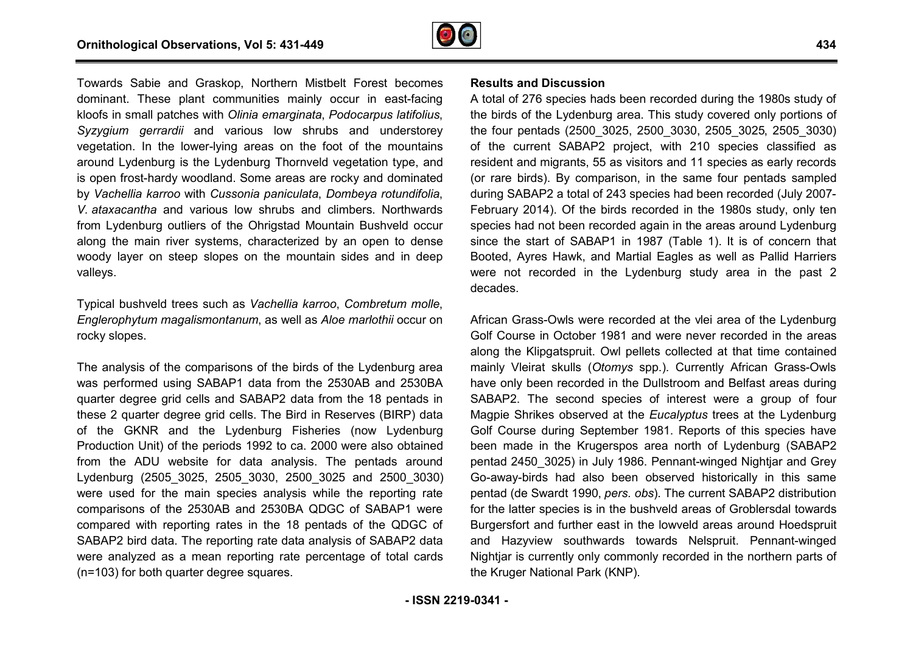Towards Sabie and Graskop, Northern Mistbelt Forest becomes dominant. These plant communities mainly occur in east-facing kloofs in small patches with *Olinia emarginata*, *Podocarpus latifolius*, *Syzygium gerrardii* and various low shrubs and understorey vegetation. In the lower-lying areas on the foot of the mountains around Lydenburg is the Lydenburg Thornveld vegetation type, and is open frost-hardy woodland. Some areas are rocky and dominated by *Vachellia karroo* with *Cussonia paniculata*, *Dombeya rotundifolia*, *V. ataxacantha* and various low shrubs and climbers. Northwards from Lydenburg outliers of the Ohrigstad Mountain Bushveld occur along the main river systems, characterized by an open to dense woody layer on steep slopes on the mountain sides and in deep valleys.

Typical bushveld trees such as *Vachellia karroo*, *Combretum molle*, *Englerophytum magalismontanum*, as well as *Aloe marlothii* occur on rocky slopes.

The analysis of the comparisons of the birds of the Lydenburg area was performed using SABAP1 data from the 2530AB and 2530BA quarter degree grid cells and SABAP2 data from the 18 pentads in these 2 quarter degree grid cells. The Bird in Reserves (BIRP) data of the GKNR and the Lydenburg Fisheries (now Lydenburg Production Unit) of the periods 1992 to ca. 2000 were also obtained from the ADU website for data analysis. The pentads around Lydenburg (2505_3025, 2505_3030, 2500_3025 and 2500_3030) were used for the main species analysis while the reporting rate comparisons of the 2530AB and 2530BA QDGC of SABAP1 were compared with reporting rates in the 18 pentads of the QDGC of SABAP2 bird data. The reporting rate data analysis of SABAP2 data were analyzed as a mean reporting rate percentage of total cards (n=103) for both quarter degree squares.

## Results and Discussion

A total of 276 species hads been recorded during the 1980s study of the birds of the Lydenburg area. This study covered only portions of the four pentads (2500_3025, 2500_3030, 2505_3025, 2505_3030) of the current SABAP2 project, with 210 species classified as resident and migrants, 55 as visitors and 11 species as early records (or rare birds). By comparison, in the same four pentads sampled during SABAP2 a total of 243 species had been recorded (July 2007-February 2014). Of the birds recorded in the 1980s study, only ten species had not been recorded again in the areas around Lydenburg since the start of SABAP1 in 1987 (Table 1). It is of concern that Booted, Ayres Hawk, and Martial Eagles as well as Pallid Harriers were not recorded in the Lydenburg study area in the past 2 decades.

African Grass-Owls were recorded at the vlei area of the Lydenburg Golf Course in October 1981 and were never recorded in the areas along the Klipgatspruit. Owl pellets collected at that time contained mainly Vleirat skulls (*Otomys* spp.). Currently African Grass-Owls have only been recorded in the Dullstroom and Belfast areas during SABAP2. The second species of interest were a group of four Magpie Shrikes observed at the *Eucalyptus* trees at the Lydenburg Golf Course during September 1981. Reports of this species have been made in the Krugerspos area north of Lydenburg (SABAP2 pentad 2450_3025) in July 1986. Pennant-winged Nightjar and Grey Go-away-birds had also been observed historically in this same pentad (de Swardt 1990, *pers. obs*). The current SABAP2 distribution for the latter species is in the bushveld areas of Groblersdal towards Burgersfort and further east in the lowveld areas around Hoedspruit and Hazyview southwards towards Nelspruit. Pennant-winged Nightjar is currently only commonly recorded in the northern parts of the Kruger National Park (KNP).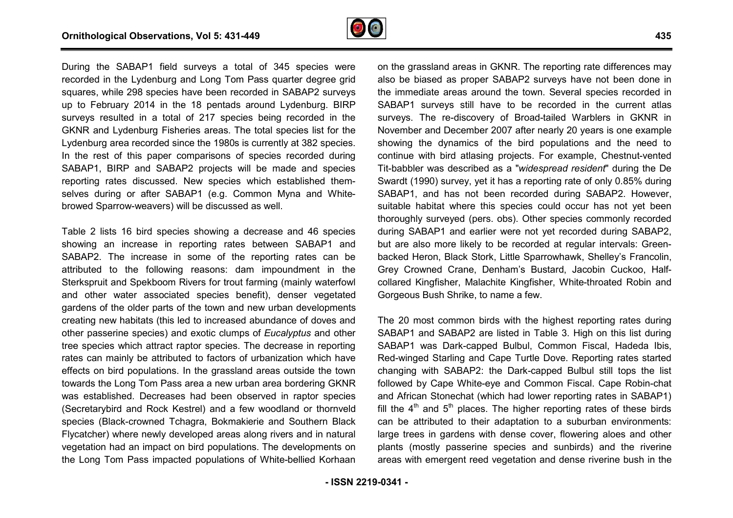During the SABAP1 field surveys a total of 345 species were recorded in the Lydenburg and Long Tom Pass quarter degree grid squares, while 298 species have been recorded in SABAP2 surveys up to February 2014 in the 18 pentads around Lydenburg. BIRP surveys resulted in a total of 217 species being recorded in the GKNR and Lydenburg Fisheries areas. The total species list for the Lydenburg area recorded since the 1980s is currently at 382 species. In the rest of this paper comparisons of species recorded during SABAP1, BIRP and SABAP2 projects will be made and species reporting rates discussed. New species which established themselves during or after SABAP1 (e.g. Common Myna and White-browed Sparrow-weavers) will be discussed as well.

Table 2 lists 16 bird species showing a decrease and 46 species showing an increase in reporting rates between SABAP1 and SABAP2. The increase in some of the reporting rates can be attributed to the following reasons: dam impoundment in the Sterkspruit and Spekboom Rivers for trout farming (mainly waterfowl and other water associated species benefit), denser vegetated gardens of the older parts of the town and new urban developments creating new habitats (this led to increased abundance of doves and other passerine species) and exotic clumps of *Eucalyptus* and other tree species which attract raptor species. The decrease in reporting rates can mainly be attributed to factors of urbanization which have effects on bird populations. In the grassland areas outside the town towards the Long Tom Pass area a new urban area bordering GKNR was established. Decreases had been observed in raptor species (Secretarybird and Rock Kestrel) and a few woodland or thornveld species (Black-crowned Tchagra, Bokmakierie and Southern Black Flycatcher) where newly developed areas along rivers and in natural vegetation had an impact on bird populations. The developments on the Long Tom Pass impacted populations of White-bellied Korhaan on the grassland areas in GKNR. The reporting rate differences may also be biased as proper SABAP2 surveys have not been done in the immediate areas around the town. Several species recorded in SABAP1 surveys still have to be recorded in the current atlas surveys. The re-discovery of Broad-tailed Warblers in GKNR in November and December 2007 after nearly 20 years is one example showing the dynamics of the bird populations and the need to continue with bird atlasing projects. For example, Chestnut-vented Tit-babbler was described as a "*widespread resident*" during the De Swardt (1990) survey, yet it has a reporting rate of only 0.85% during SABAP1, and has not been recorded during SABAP2. However, suitable habitat where this species could occur has not yet been thoroughly surveyed (pers. obs). Other species commonly recorded during SABAP1 and earlier were not yet recorded during SABAP2, but are also more likely to be recorded at regular intervals: Green-backed Heron, Black Stork, Little Sparrowhawk, Shelley's Francolin, Grey Crowned Crane, Denham's Bustard, Jacobin Cuckoo, Half-collared Kingfisher, Malachite Kingfisher, White-throated Robin and Gorgeous Bush Shrike, to name a few.

The 20 most common birds with the highest reporting rates during SABAP1 and SABAP2 are listed in Table 3. High on this list during SABAP1 was Dark-capped Bulbul, Common Fiscal, Hadeda Ibis, Red-winged Starling and Cape Turtle Dove. Reporting rates started changing with SABAP2: the Dark-capped Bulbul still tops the list followed by Cape White-eye and Common Fiscal. Cape Robin-chat and African Stonechat (which had lower reporting rates in SABAP1) fill the 4th and 5th places. The higher reporting rates of these birds can be attributed to their adaptation to a suburban environments: large trees in gardens with dense cover, flowering aloes and other plants (mostly passerine species and sunbirds) and the riverine areas with emergent reed vegetation and dense riverine bush in the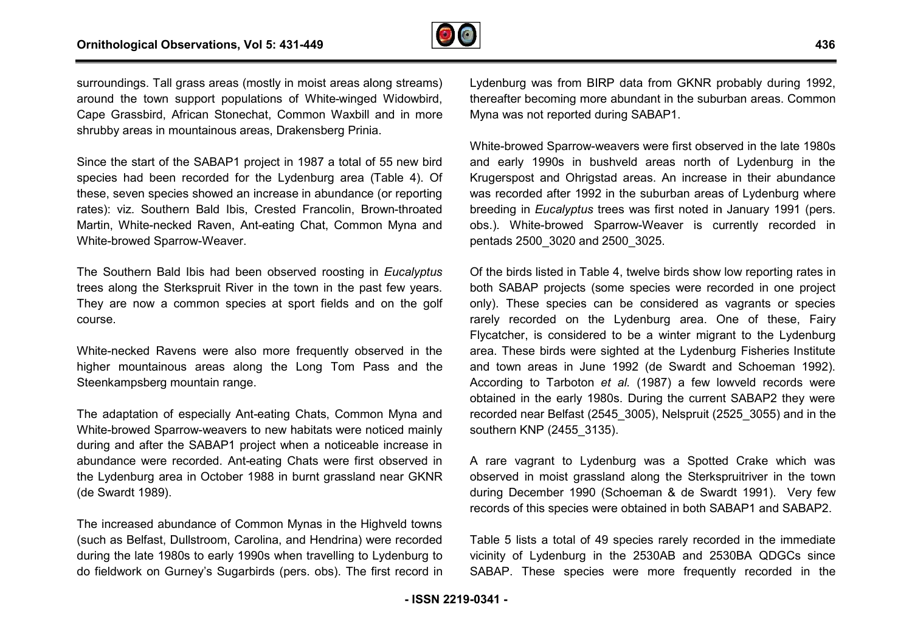surroundings. Tall grass areas (mostly in moist areas along streams) around the town support populations of White-winged Widowbird, Cape Grassbird, African Stonechat, Common Waxbill and in more shrubby areas in mountainous areas, Drakensberg Prinia.

Since the start of the SABAP1 project in 1987 a total of 55 new bird species had been recorded for the Lydenburg area (Table 4). Of these, seven species showed an increase in abundance (or reporting rates): viz. Southern Bald Ibis, Crested Francolin, Brown-throated Martin, White-necked Raven, Ant-eating Chat, Common Myna and White-browed Sparrow-Weaver.

The Southern Bald Ibis had been observed roosting in *Eucalyptus* trees along the Sterkspruit River in the town in the past few years. They are now a common species at sport fields and on the golf course.

White-necked Ravens were also more frequently observed in the higher mountainous areas along the Long Tom Pass and the Steenkampsberg mountain range.

The adaptation of especially Ant-eating Chats, Common Myna and White-browed Sparrow-weavers to new habitats were noticed mainly during and after the SABAP1 project when a noticeable increase in abundance were recorded. Ant-eating Chats were first observed in the Lydenburg area in October 1988 in burnt grassland near GKNR (de Swardt 1989).

The increased abundance of Common Mynas in the Highveld towns (such as Belfast, Dullstroom, Carolina, and Hendrina) were recorded during the late 1980s to early 1990s when travelling to Lydenburg to do fieldwork on Gurney's Sugarbirds (pers. obs). The first record in Lydenburg was from BIRP data from GKNR probably during 1992, thereafter becoming more abundant in the suburban areas. Common Myna was not reported during SABAP1.

White-browed Sparrow-weavers were first observed in the late 1980s and early 1990s in bushveld areas north of Lydenburg in the Krugerspost and Ohrigstad areas. An increase in their abundance was recorded after 1992 in the suburban areas of Lydenburg where breeding in *Eucalyptus* trees was first noted in January 1991 (pers. obs.). White-browed Sparrow-Weaver is currently recorded in pentads 2500_3020 and 2500_3025.

Of the birds listed in Table 4, twelve birds show low reporting rates in both SABAP projects (some species were recorded in one project only). These species can be considered as vagrants or species rarely recorded on the Lydenburg area. One of these, Fairy Flycatcher, is considered to be a winter migrant to the Lydenburg area. These birds were sighted at the Lydenburg Fisheries Institute and town areas in June 1992 (de Swardt and Schoeman 1992). According to Tarboton *et al.* (1987) a few lowveld records were obtained in the early 1980s. During the current SABAP2 they were recorded near Belfast (2545_3005), Nelspruit (2525_3055) and in the southern KNP (2455_3135).

A rare vagrant to Lydenburg was a Spotted Crake which was observed in moist grassland along the Sterkspruitriver in the town during December 1990 (Schoeman & de Swardt 1991). Very few records of this species were obtained in both SABAP1 and SABAP2.

Table 5 lists a total of 49 species rarely recorded in the immediate vicinity of Lydenburg in the 2530AB and 2530BA QDGCs since SABAP. These species were more frequently recorded in the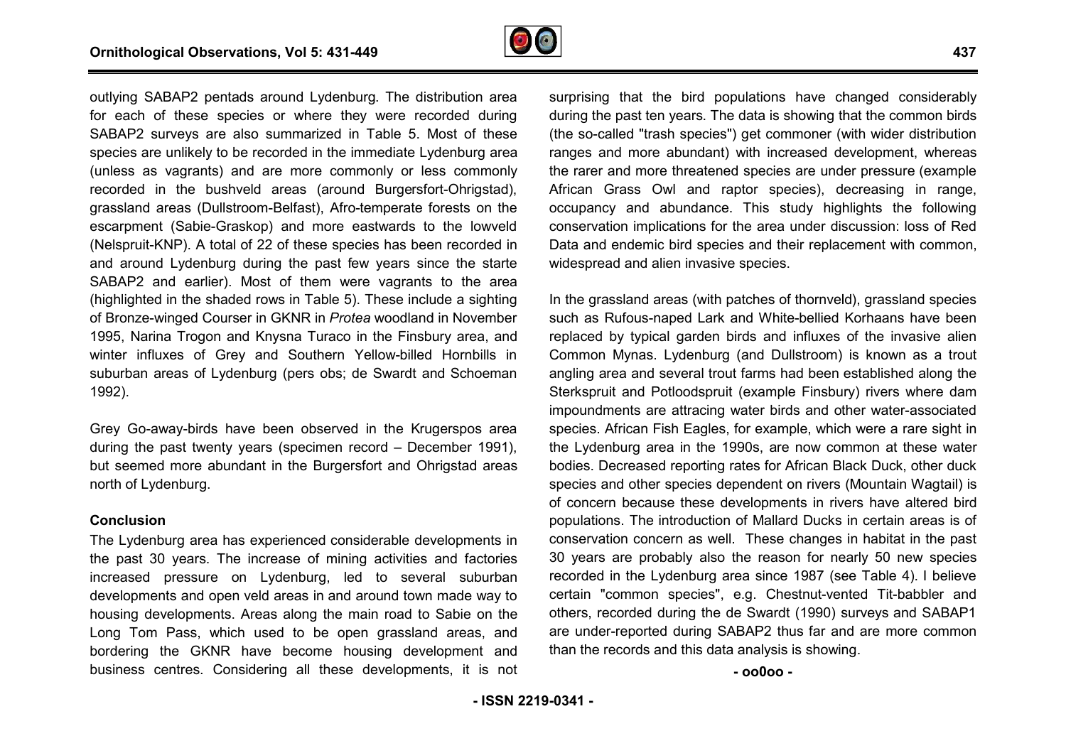outlying SABAP2 pentads around Lydenburg. The distribution area for each of these species or where they were recorded during SABAP2 surveys are also summarized in Table 5. Most of these species are unlikely to be recorded in the immediate Lydenburg area (unless as vagrants) and are more commonly or less commonly recorded in the bushveld areas (around Burgersfort-Ohrigstad), grassland areas (Dullstroom-Belfast), Afro-temperate forests on the escarpment (Sabie-Graskop) and more eastwards to the lowveld (Nelspruit-KNP). A total of 22 of these species has been recorded in and around Lydenburg during the past few years since the starte SABAP2 and earlier). Most of them were vagrants to the area (highlighted in the shaded rows in Table 5). These include a sighting of Bronze-winged Courser in GKNR in *Protea* woodland in November 1995, Narina Trogon and Knysna Turaco in the Finsbury area, and winter influxes of Grey and Southern Yellow-billed Hornbills in suburban areas of Lydenburg (pers obs; de Swardt and Schoeman 1992).

Grey Go-away-birds have been observed in the Krugerspos area during the past twenty years (specimen record – December 1991), but seemed more abundant in the Burgersfort and Ohrigstad areas north of Lydenburg.

## Conclusion

The Lydenburg area has experienced considerable developments in the past 30 years. The increase of mining activities and factories increased pressure on Lydenburg, led to several suburban developments and open veld areas in and around town made way to housing developments. Areas along the main road to Sabie on the Long Tom Pass, which used to be open grassland areas, and bordering the GKNR have become housing development and business centres. Considering all these developments, it is not surprising that the bird populations have changed considerably during the past ten years. The data is showing that the common birds (the so-called "trash species") get commoner (with wider distribution ranges and more abundant) with increased development, whereas the rarer and more threatened species are under pressure (example African Grass Owl and raptor species), decreasing in range, occupancy and abundance. This study highlights the following conservation implications for the area under discussion: loss of Red Data and endemic bird species and their replacement with common, widespread and alien invasive species.

In the grassland areas (with patches of thornveld), grassland species such as Rufous-naped Lark and White-bellied Korhaans have been replaced by typical garden birds and influxes of the invasive alien Common Mynas. Lydenburg (and Dullstroom) is known as a trout angling area and several trout farms had been established along the Sterkspruit and Potloodspruit (example Finsbury) rivers where dam impoundments are attracing water birds and other water-associated species. African Fish Eagles, for example, which were a rare sight in the Lydenburg area in the 1990s, are now common at these water bodies. Decreased reporting rates for African Black Duck, other duck species and other species dependent on rivers (Mountain Wagtail) is of concern because these developments in rivers have altered bird populations. The introduction of Mallard Ducks in certain areas is of conservation concern as well. These changes in habitat in the past 30 years are probably also the reason for nearly 50 new species recorded in the Lydenburg area since 1987 (see Table 4). I believe certain "common species", e.g. Chestnut-vented Tit-babbler and others, recorded during the de Swardt (1990) surveys and SABAP1 are under-reported during SABAP2 thus far and are more common than the records and this data analysis is showing.

- oo0oo -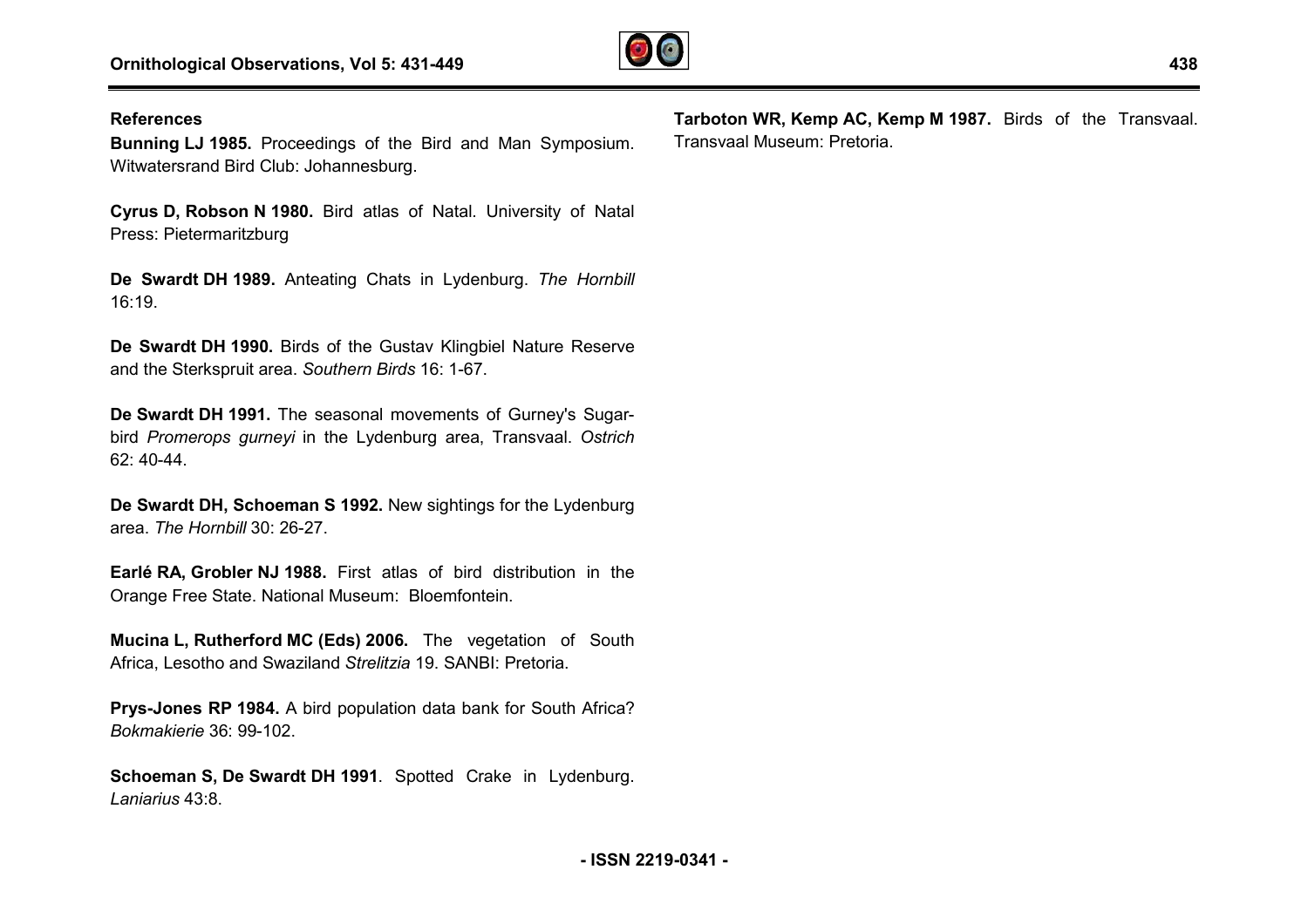## References

**Bunning LJ 1985.** Proceedings of the Bird and Man Symposium. Witwatersrand Bird Club: Johannesburg.

**Cyrus D, Robson N 1980.** Bird atlas of Natal. University of Natal Press: Pietermaritzburg

**De Swardt DH 1989.** Anteating Chats in Lydenburg. *The Hornbill* 16:19.

**De Swardt DH 1990.** Birds of the Gustav Klingbiel Nature Reserve and the Sterkspruit area. *Southern Birds* 16: 1-67.

**De Swardt DH 1991.** The seasonal movements of Gurney's Sugar-bird *Promerops gurneyi* in the Lydenburg area, Transvaal. *Ostrich* 62: 40-44.

**De Swardt DH, Schoeman S 1992.** New sightings for the Lydenburg area. *The Hornbill* 30: 26-27.

**Earlé RA, Grobler NJ 1988.** First atlas of bird distribution in the Orange Free State. National Museum: Bloemfontein.

**Mucina L, Rutherford MC (Eds) 2006.** The vegetation of South Africa, Lesotho and Swaziland *Strelitzia* 19. SANBI: Pretoria.

**Prys-Jones RP 1984.** A bird population data bank for South Africa? *Bokmakierie* 36: 99-102.

**Schoeman S, De Swardt DH 1991**. Spotted Crake in Lydenburg. *Laniarius* 43:8.

**Tarboton WR, Kemp AC, Kemp M 1987.** Birds of the Transvaal. Transvaal Museum: Pretoria.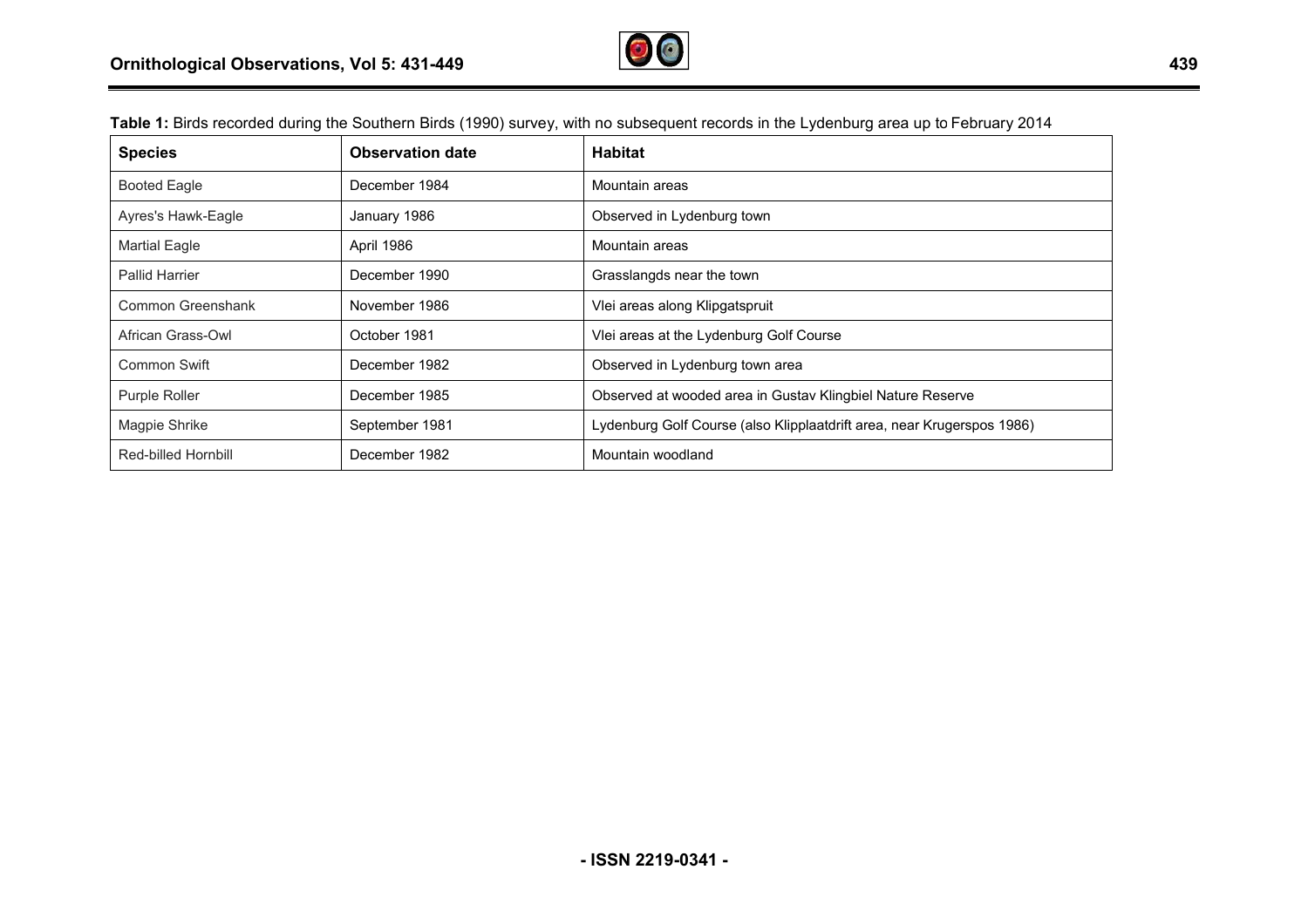**Table 1:** Birds recorded during the Southern Birds (1990) survey, with no subsequent records in the Lydenburg area up to February 2014

| Species | Observation date | Habitat |
|---|---|---|
| Booted Eagle | December 1984 | Mountain areas |
| Ayres's Hawk-Eagle | January 1986 | Observed in Lydenburg town |
| Martial Eagle | April 1986 | Mountain areas |
| Pallid Harrier | December 1990 | Grasslangds near the town |
| Common Greenshank | November 1986 | Vlei areas along Klipgatspruit |
| African Grass-Owl | October 1981 | Vlei areas at the Lydenburg Golf Course |
| Common Swift | December 1982 | Observed in Lydenburg town area |
| Purple Roller | December 1985 | Observed at wooded area in Gustav Klingbiel Nature Reserve |
| Magpie Shrike | September 1981 | Lydenburg Golf Course (also Klipplaatdrift area, near Krugerspos 1986) |
| Red-billed Hornbill | December 1982 | Mountain woodland |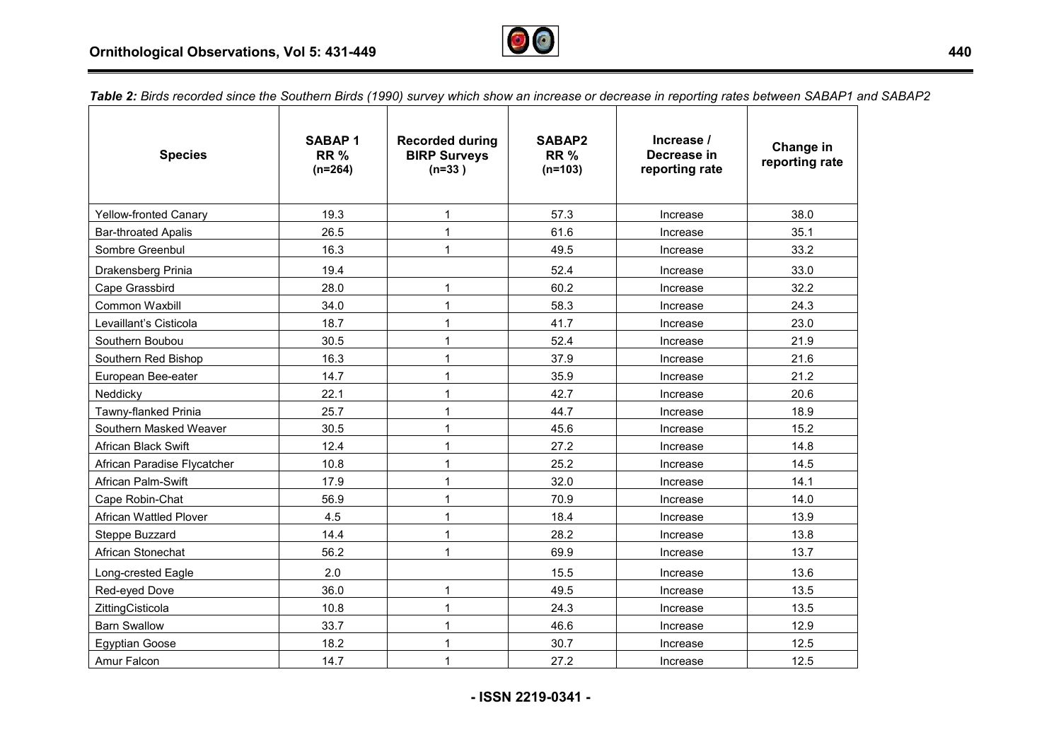*Table 2: Birds recorded since the Southern Birds (1990) survey which show an increase or decrease in reporting rates between SABAP1 and SABAP2*

| Species | SABAP 1 RR % (n=264) | Recorded during BIRP Surveys (n=33 ) | SABAP2 RR % (n=103) | Increase / Decrease in reporting rate | Change in reporting rate |
|---|---|---|---|---|---|
| Yellow-fronted Canary | 19.3 | 1 | 57.3 | Increase | 38.0 |
| Bar-throated Apalis | 26.5 | 1 | 61.6 | Increase | 35.1 |
| Sombre Greenbul | 16.3 | 1 | 49.5 | Increase | 33.2 |
| Drakensberg Prinia | 19.4 | | 52.4 | Increase | 33.0 |
| Cape Grassbird | 28.0 | 1 | 60.2 | Increase | 32.2 |
| Common Waxbill | 34.0 | 1 | 58.3 | Increase | 24.3 |
| Levaillant's Cisticola | 18.7 | 1 | 41.7 | Increase | 23.0 |
| Southern Boubou | 30.5 | 1 | 52.4 | Increase | 21.9 |
| Southern Red Bishop | 16.3 | 1 | 37.9 | Increase | 21.6 |
| European Bee-eater | 14.7 | 1 | 35.9 | Increase | 21.2 |
| Neddicky | 22.1 | 1 | 42.7 | Increase | 20.6 |
| Tawny-flanked Prinia | 25.7 | 1 | 44.7 | Increase | 18.9 |
| Southern Masked Weaver | 30.5 | 1 | 45.6 | Increase | 15.2 |
| African Black Swift | 12.4 | 1 | 27.2 | Increase | 14.8 |
| African Paradise Flycatcher | 10.8 | 1 | 25.2 | Increase | 14.5 |
| African Palm-Swift | 17.9 | 1 | 32.0 | Increase | 14.1 |
| Cape Robin-Chat | 56.9 | 1 | 70.9 | Increase | 14.0 |
| African Wattled Plover | 4.5 | 1 | 18.4 | Increase | 13.9 |
| Steppe Buzzard | 14.4 | 1 | 28.2 | Increase | 13.8 |
| African Stonechat | 56.2 | 1 | 69.9 | Increase | 13.7 |
| Long-crested Eagle | 2.0 | | 15.5 | Increase | 13.6 |
| Red-eyed Dove | 36.0 | 1 | 49.5 | Increase | 13.5 |
| ZittingCisticola | 10.8 | 1 | 24.3 | Increase | 13.5 |
| Barn Swallow | 33.7 | 1 | 46.6 | Increase | 12.9 |
| Egyptian Goose | 18.2 | 1 | 30.7 | Increase | 12.5 |
| Amur Falcon | 14.7 | 1 | 27.2 | Increase | 12.5 |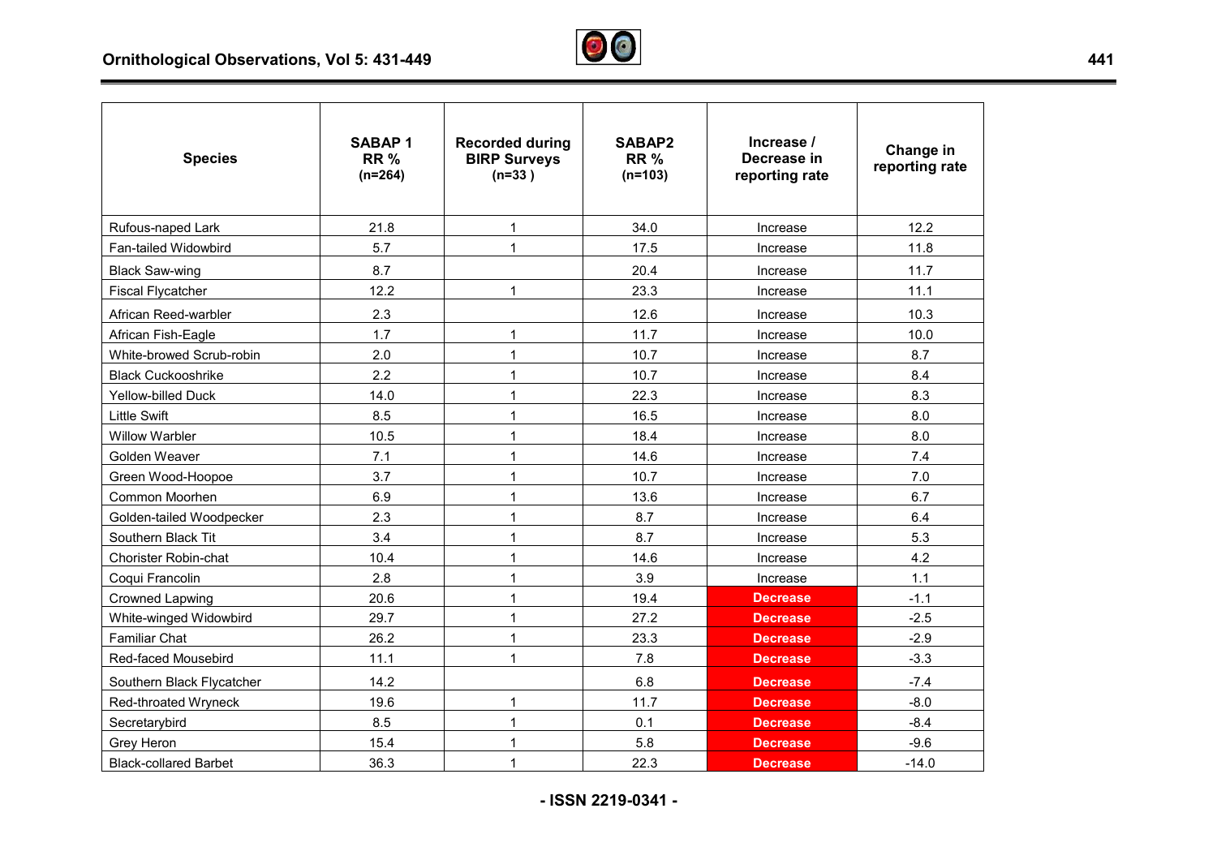| Species | SABAP 1 RR % (n=264) | Recorded during BIRP Surveys (n=33 ) | SABAP2 RR % (n=103) | Increase / Decrease in reporting rate | Change in reporting rate |
|---|---|---|---|---|---|
| Rufous-naped Lark | 21.8 | 1 | 34.0 | Increase | 12.2 |
| Fan-tailed Widowbird | 5.7 | 1 | 17.5 | Increase | 11.8 |
| Black Saw-wing | 8.7 | | 20.4 | Increase | 11.7 |
| Fiscal Flycatcher | 12.2 | 1 | 23.3 | Increase | 11.1 |
| African Reed-warbler | 2.3 | | 12.6 | Increase | 10.3 |
| African Fish-Eagle | 1.7 | 1 | 11.7 | Increase | 10.0 |
| White-browed Scrub-robin | 2.0 | 1 | 10.7 | Increase | 8.7 |
| Black Cuckooshrike | 2.2 | 1 | 10.7 | Increase | 8.4 |
| Yellow-billed Duck | 14.0 | 1 | 22.3 | Increase | 8.3 |
| Little Swift | 8.5 | 1 | 16.5 | Increase | 8.0 |
| Willow Warbler | 10.5 | 1 | 18.4 | Increase | 8.0 |
| Golden Weaver | 7.1 | 1 | 14.6 | Increase | 7.4 |
| Green Wood-Hoopoe | 3.7 | 1 | 10.7 | Increase | 7.0 |
| Common Moorhen | 6.9 | 1 | 13.6 | Increase | 6.7 |
| Golden-tailed Woodpecker | 2.3 | 1 | 8.7 | Increase | 6.4 |
| Southern Black Tit | 3.4 | 1 | 8.7 | Increase | 5.3 |
| Chorister Robin-chat | 10.4 | 1 | 14.6 | Increase | 4.2 |
| Coqui Francolin | 2.8 | 1 | 3.9 | Increase | 1.1 |
| Crowned Lapwing | 20.6 | 1 | 19.4 | **Decrease** | -1.1 |
| White-winged Widowbird | 29.7 | 1 | 27.2 | **Decrease** | -2.5 |
| Familiar Chat | 26.2 | 1 | 23.3 | **Decrease** | -2.9 |
| Red-faced Mousebird | 11.1 | 1 | 7.8 | **Decrease** | -3.3 |
| Southern Black Flycatcher | 14.2 | | 6.8 | **Decrease** | -7.4 |
| Red-throated Wryneck | 19.6 | 1 | 11.7 | **Decrease** | -8.0 |
| Secretarybird | 8.5 | 1 | 0.1 | **Decrease** | -8.4 |
| Grey Heron | 15.4 | 1 | 5.8 | **Decrease** | -9.6 |
| Black-collared Barbet | 36.3 | 1 | 22.3 | **Decrease** | -14.0 |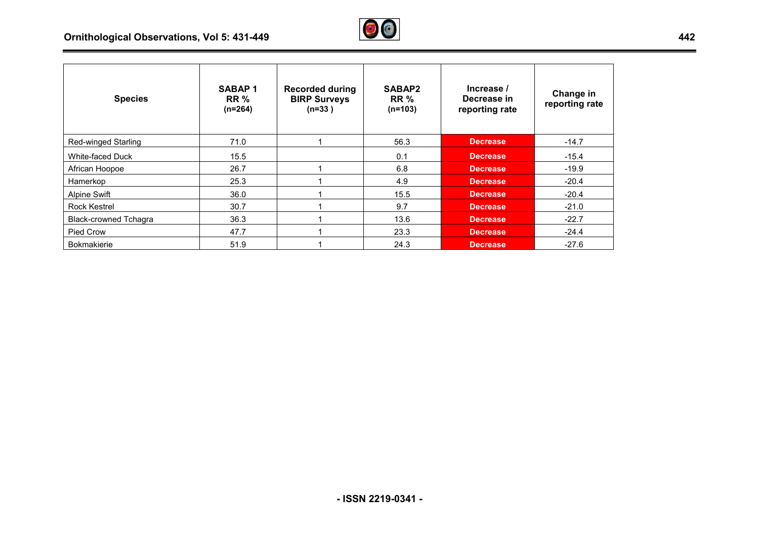| Species | SABAP 1 RR % (n=264) | Recorded during BIRP Surveys (n=33 ) | SABAP2 RR % (n=103) | Increase / Decrease in reporting rate | Change in reporting rate |
|---|---|---|---|---|---|
| Red-winged Starling | 71.0 | 1 | 56.3 | Decrease | -14.7 |
| White-faced Duck | 15.5 | | 0.1 | Decrease | -15.4 |
| African Hoopoe | 26.7 | 1 | 6.8 | Decrease | -19.9 |
| Hamerkop | 25.3 | 1 | 4.9 | Decrease | -20.4 |
| Alpine Swift | 36.0 | 1 | 15.5 | Decrease | -20.4 |
| Rock Kestrel | 30.7 | 1 | 9.7 | Decrease | -21.0 |
| Black-crowned Tchagra | 36.3 | 1 | 13.6 | Decrease | -22.7 |
| Pied Crow | 47.7 | 1 | 23.3 | Decrease | -24.4 |
| Bokmakierie | 51.9 | 1 | 24.3 | Decrease | -27.6 |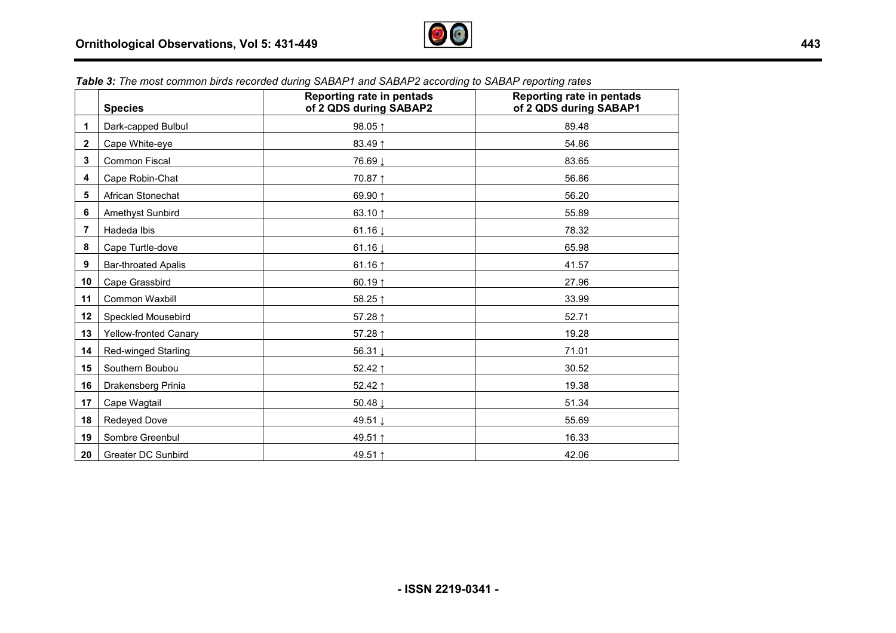***Table 3:*** *The most common birds recorded during SABAP1 and SABAP2 according to SABAP reporting rates*

| | Species | Reporting rate in pentads of 2 QDS during SABAP2 | Reporting rate in pentads of 2 QDS during SABAP1 |
|---|---|---|---|
| 1 | Dark-capped Bulbul | 98.05 ↑ | 89.48 |
| 2 | Cape White-eye | 83.49 ↑ | 54.86 |
| 3 | Common Fiscal | 76.69 ↓ | 83.65 |
| 4 | Cape Robin-Chat | 70.87 ↑ | 56.86 |
| 5 | African Stonechat | 69.90 ↑ | 56.20 |
| 6 | Amethyst Sunbird | 63.10 ↑ | 55.89 |
| 7 | Hadeda Ibis | 61.16 ↓ | 78.32 |
| 8 | Cape Turtle-dove | 61.16 ↓ | 65.98 |
| 9 | Bar-throated Apalis | 61.16 ↑ | 41.57 |
| 10 | Cape Grassbird | 60.19 ↑ | 27.96 |
| 11 | Common Waxbill | 58.25 ↑ | 33.99 |
| 12 | Speckled Mousebird | 57.28 ↑ | 52.71 |
| 13 | Yellow-fronted Canary | 57.28 ↑ | 19.28 |
| 14 | Red-winged Starling | 56.31 ↓ | 71.01 |
| 15 | Southern Boubou | 52.42 ↑ | 30.52 |
| 16 | Drakensberg Prinia | 52.42 ↑ | 19.38 |
| 17 | Cape Wagtail | 50.48 ↓ | 51.34 |
| 18 | Redeyed Dove | 49.51 ↓ | 55.69 |
| 19 | Sombre Greenbul | 49.51 ↑ | 16.33 |
| 20 | Greater DC Sunbird | 49.51 ↑ | 42.06 |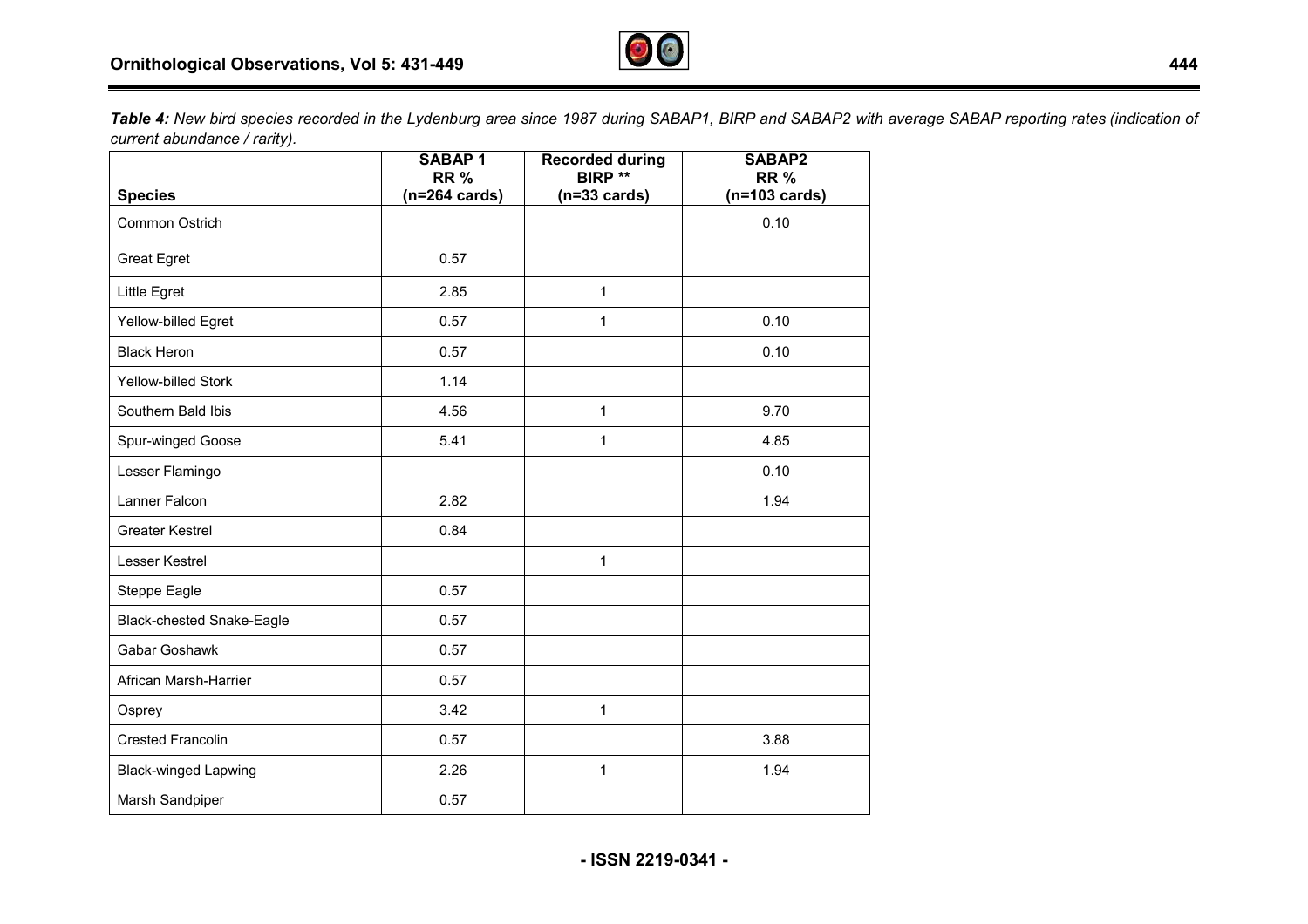***Table 4:*** *New bird species recorded in the Lydenburg area since 1987 during SABAP1, BIRP and SABAP2 with average SABAP reporting rates (indication of current abundance / rarity).*

| Species | SABAP 1 RR % (n=264 cards) | Recorded during BIRP ** (n=33 cards) | SABAP2 RR % (n=103 cards) |
|---|---|---|---|
| Common Ostrich | | | 0.10 |
| Great Egret | 0.57 | | |
| Little Egret | 2.85 | 1 | |
| Yellow-billed Egret | 0.57 | 1 | 0.10 |
| Black Heron | 0.57 | | 0.10 |
| Yellow-billed Stork | 1.14 | | |
| Southern Bald Ibis | 4.56 | 1 | 9.70 |
| Spur-winged Goose | 5.41 | 1 | 4.85 |
| Lesser Flamingo | | | 0.10 |
| Lanner Falcon | 2.82 | | 1.94 |
| Greater Kestrel | 0.84 | | |
| Lesser Kestrel | | 1 | |
| Steppe Eagle | 0.57 | | |
| Black-chested Snake-Eagle | 0.57 | | |
| Gabar Goshawk | 0.57 | | |
| African Marsh-Harrier | 0.57 | | |
| Osprey | 3.42 | 1 | |
| Crested Francolin | 0.57 | | 3.88 |
| Black-winged Lapwing | 2.26 | 1 | 1.94 |
| Marsh Sandpiper | 0.57 | | |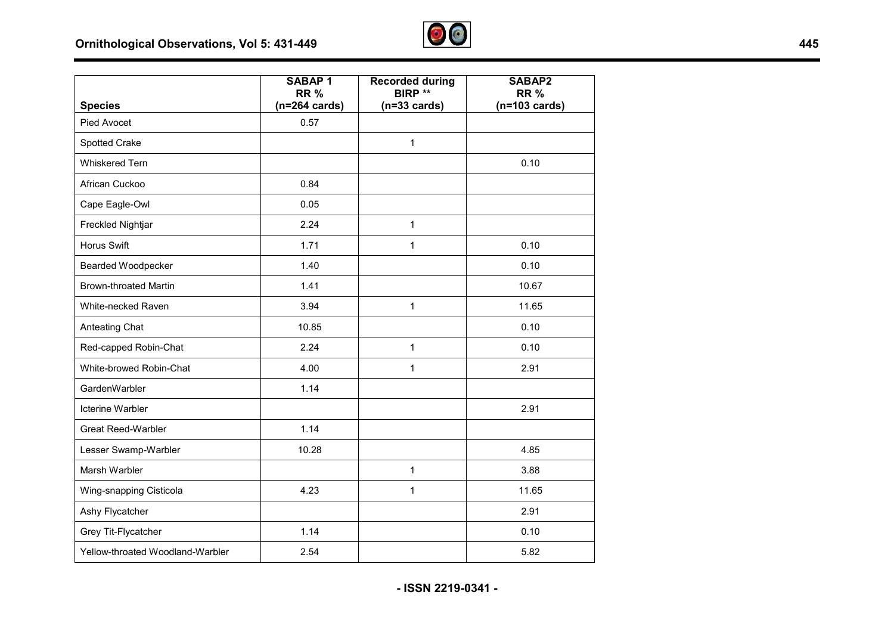| Species | SABAP 1 RR % (n=264 cards) | Recorded during BIRP ** (n=33 cards) | SABAP2 RR % (n=103 cards) |
|---|---|---|---|
| Pied Avocet | 0.57 | | |
| Spotted Crake | | 1 | |
| Whiskered Tern | | | 0.10 |
| African Cuckoo | 0.84 | | |
| Cape Eagle-Owl | 0.05 | | |
| Freckled Nightjar | 2.24 | 1 | |
| Horus Swift | 1.71 | 1 | 0.10 |
| Bearded Woodpecker | 1.40 | | 0.10 |
| Brown-throated Martin | 1.41 | | 10.67 |
| White-necked Raven | 3.94 | 1 | 11.65 |
| Anteating Chat | 10.85 | | 0.10 |
| Red-capped Robin-Chat | 2.24 | 1 | 0.10 |
| White-browed Robin-Chat | 4.00 | 1 | 2.91 |
| GardenWarbler | 1.14 | | |
| Icterine Warbler | | | 2.91 |
| Great Reed-Warbler | 1.14 | | |
| Lesser Swamp-Warbler | 10.28 | | 4.85 |
| Marsh Warbler | | 1 | 3.88 |
| Wing-snapping Cisticola | 4.23 | 1 | 11.65 |
| Ashy Flycatcher | | | 2.91 |
| Grey Tit-Flycatcher | 1.14 | | 0.10 |
| Yellow-throated Woodland-Warbler | 2.54 | | 5.82 |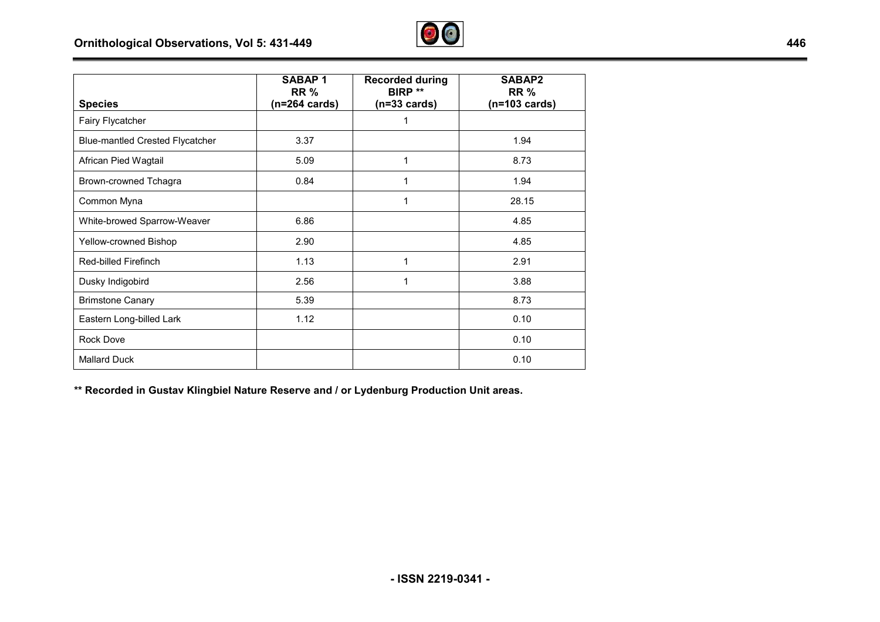| Species | SABAP 1 RR % (n=264 cards) | Recorded during BIRP ** (n=33 cards) | SABAP2 RR % (n=103 cards) |
|---|---|---|---|
| Fairy Flycatcher | | 1 | |
| Blue-mantled Crested Flycatcher | 3.37 | | 1.94 |
| African Pied Wagtail | 5.09 | 1 | 8.73 |
| Brown-crowned Tchagra | 0.84 | 1 | 1.94 |
| Common Myna | | 1 | 28.15 |
| White-browed Sparrow-Weaver | 6.86 | | 4.85 |
| Yellow-crowned Bishop | 2.90 | | 4.85 |
| Red-billed Firefinch | 1.13 | 1 | 2.91 |
| Dusky Indigobird | 2.56 | 1 | 3.88 |
| Brimstone Canary | 5.39 | | 8.73 |
| Eastern Long-billed Lark | 1.12 | | 0.10 |
| Rock Dove | | | 0.10 |
| Mallard Duck | | | 0.10 |

**** Recorded in Gustav Klingbiel Nature Reserve and / or Lydenburg Production Unit areas.**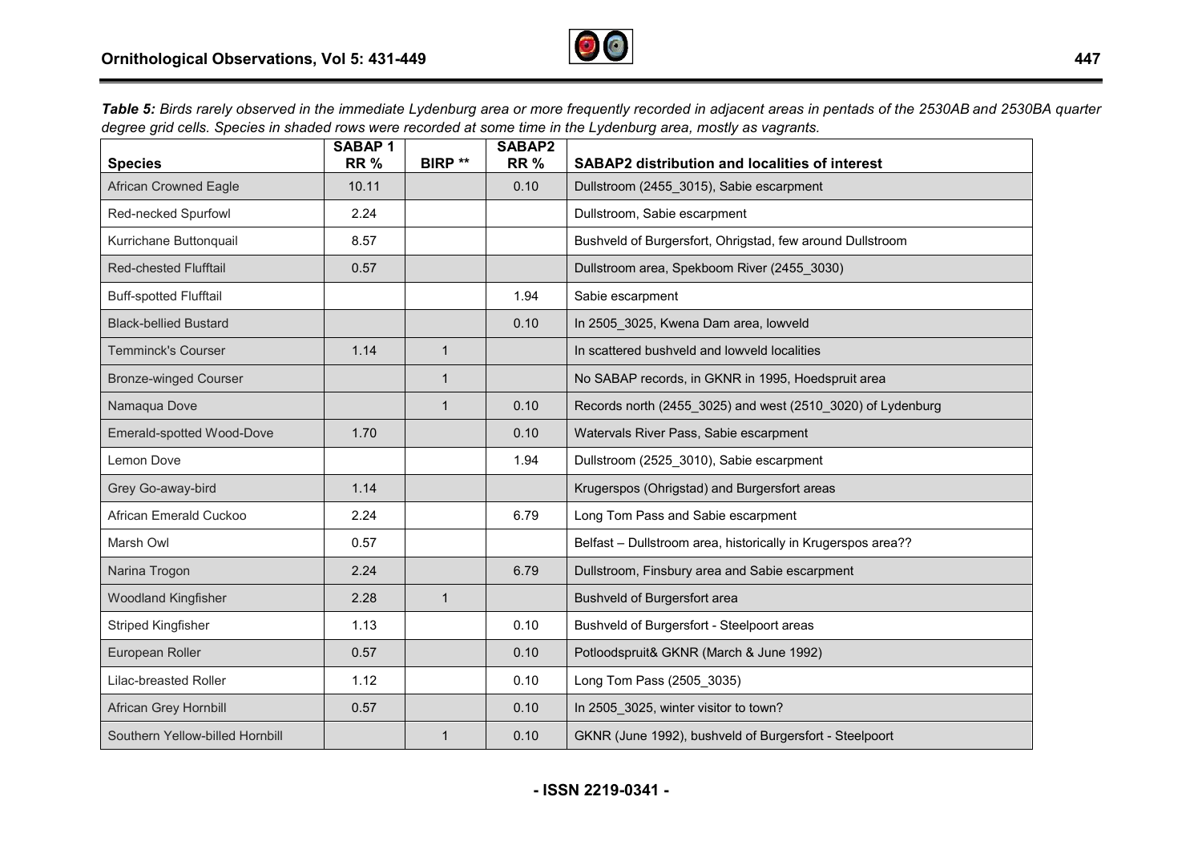***Table 5:*** *Birds rarely observed in the immediate Lydenburg area or more frequently recorded in adjacent areas in pentads of the 2530AB and 2530BA quarter degree grid cells. Species in shaded rows were recorded at some time in the Lydenburg area, mostly as vagrants.*

| Species | SABAP 1 RR % | BIRP ** | SABAP2 RR % | SABAP2 distribution and localities of interest |
|---|---|---|---|---|
| African Crowned Eagle | 10.11 | | 0.10 | Dullstroom (2455_3015), Sabie escarpment |
| Red-necked Spurfowl | 2.24 | | | Dullstroom, Sabie escarpment |
| Kurrichane Buttonquail | 8.57 | | | Bushveld of Burgersfort, Ohrigstad, few around Dullstroom |
| Red-chested Flufftail | 0.57 | | | Dullstroom area, Spekboom River (2455_3030) |
| Buff-spotted Flufftail | | | 1.94 | Sabie escarpment |
| Black-bellied Bustard | | | 0.10 | In 2505_3025, Kwena Dam area, lowveld |
| Temminck's Courser | 1.14 | 1 | | In scattered bushveld and lowveld localities |
| Bronze-winged Courser | | 1 | | No SABAP records, in GKNR in 1995, Hoedspruit area |
| Namaqua Dove | | 1 | 0.10 | Records north (2455_3025) and west (2510_3020) of Lydenburg |
| Emerald-spotted Wood-Dove | 1.70 | | 0.10 | Watervals River Pass, Sabie escarpment |
| Lemon Dove | | | 1.94 | Dullstroom (2525_3010), Sabie escarpment |
| Grey Go-away-bird | 1.14 | | | Krugerspos (Ohrigstad) and Burgersfort areas |
| African Emerald Cuckoo | 2.24 | | 6.79 | Long Tom Pass and Sabie escarpment |
| Marsh Owl | 0.57 | | | Belfast – Dullstroom area, historically in Krugerspos area?? |
| Narina Trogon | 2.24 | | 6.79 | Dullstroom, Finsbury area and Sabie escarpment |
| Woodland Kingfisher | 2.28 | 1 | | Bushveld of Burgersfort area |
| Striped Kingfisher | 1.13 | | 0.10 | Bushveld of Burgersfort - Steelpoort areas |
| European Roller | 0.57 | | 0.10 | Potloodspruit& GKNR (March & June 1992) |
| Lilac-breasted Roller | 1.12 | | 0.10 | Long Tom Pass (2505_3035) |
| African Grey Hornbill | 0.57 | | 0.10 | In 2505_3025, winter visitor to town? |
| Southern Yellow-billed Hornbill | | 1 | 0.10 | GKNR (June 1992), bushveld of Burgersfort - Steelpoort |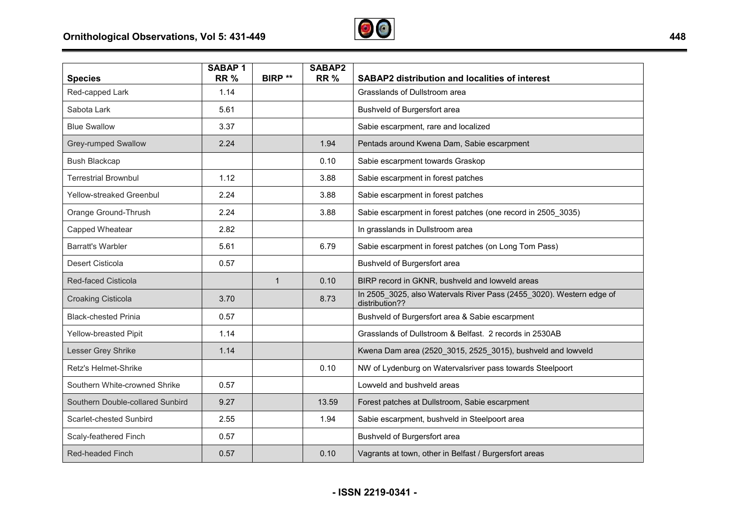| Species | SABAP 1 RR % | BIRP ** | SABAP2 RR % | SABAP2 distribution and localities of interest |
|---|---|---|---|---|
| Red-capped Lark | 1.14 | | | Grasslands of Dullstroom area |
| Sabota Lark | 5.61 | | | Bushveld of Burgersfort area |
| Blue Swallow | 3.37 | | | Sabie escarpment, rare and localized |
| Grey-rumped Swallow | 2.24 | | 1.94 | Pentads around Kwena Dam, Sabie escarpment |
| Bush Blackcap | | | 0.10 | Sabie escarpment towards Graskop |
| Terrestrial Brownbul | 1.12 | | 3.88 | Sabie escarpment in forest patches |
| Yellow-streaked Greenbul | 2.24 | | 3.88 | Sabie escarpment in forest patches |
| Orange Ground-Thrush | 2.24 | | 3.88 | Sabie escarpment in forest patches (one record in 2505_3035) |
| Capped Wheatear | 2.82 | | | In grasslands in Dullstroom area |
| Barratt's Warbler | 5.61 | | 6.79 | Sabie escarpment in forest patches (on Long Tom Pass) |
| Desert Cisticola | 0.57 | | | Bushveld of Burgersfort area |
| Red-faced Cisticola | | 1 | 0.10 | BIRP record in GKNR, bushveld and lowveld areas |
| Croaking Cisticola | 3.70 | | 8.73 | In 2505_3025, also Watervals River Pass (2455_3020). Western edge of distribution?? |
| Black-chested Prinia | 0.57 | | | Bushveld of Burgersfort area & Sabie escarpment |
| Yellow-breasted Pipit | 1.14 | | | Grasslands of Dullstroom & Belfast. 2 records in 2530AB |
| Lesser Grey Shrike | 1.14 | | | Kwena Dam area (2520_3015, 2525_3015), bushveld and lowveld |
| Retz's Helmet-Shrike | | | 0.10 | NW of Lydenburg on Watervalsriver pass towards Steelpoort |
| Southern White-crowned Shrike | 0.57 | | | Lowveld and bushveld areas |
| Southern Double-collared Sunbird | 9.27 | | 13.59 | Forest patches at Dullstroom, Sabie escarpment |
| Scarlet-chested Sunbird | 2.55 | | 1.94 | Sabie escarpment, bushveld in Steelpoort area |
| Scaly-feathered Finch | 0.57 | | | Bushveld of Burgersfort area |
| Red-headed Finch | 0.57 | | 0.10 | Vagrants at town, other in Belfast / Burgersfort areas |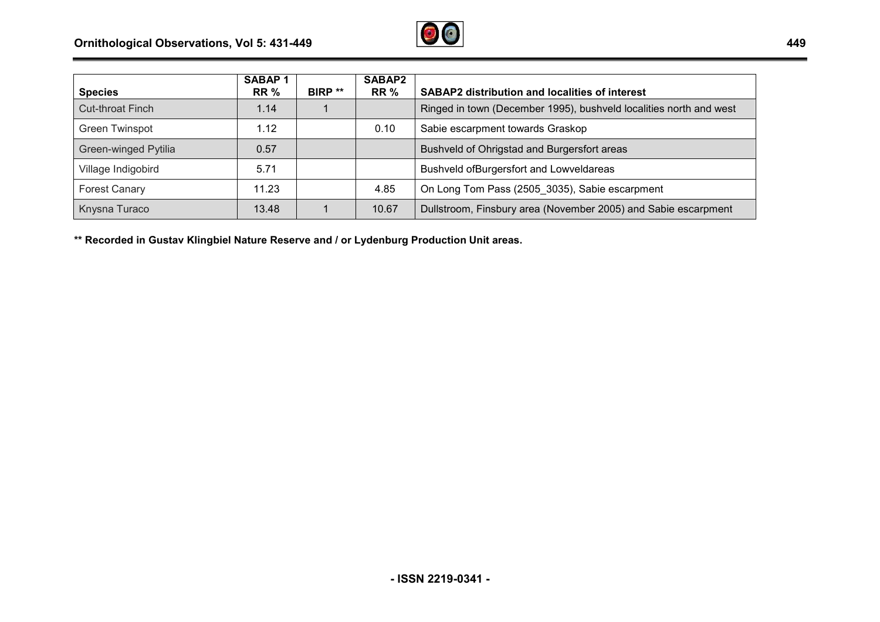| Species | SABAP 1 RR % | BIRP ** | SABAP2 RR % | SABAP2 distribution and localities of interest |
|---|---|---|---|---|
| Cut-throat Finch | 1.14 | 1 | | Ringed in town (December 1995), bushveld localities north and west |
| Green Twinspot | 1.12 | | 0.10 | Sabie escarpment towards Graskop |
| Green-winged Pytilia | 0.57 | | | Bushveld of Ohrigstad and Burgersfort areas |
| Village Indigobird | 5.71 | | | Bushveld ofBurgersfort and Lowveldareas |
| Forest Canary | 11.23 | | 4.85 | On Long Tom Pass (2505_3035), Sabie escarpment |
| Knysna Turaco | 13.48 | 1 | 10.67 | Dullstroom, Finsbury area (November 2005) and Sabie escarpment |

**** Recorded in Gustav Klingbiel Nature Reserve and / or Lydenburg Production Unit areas.**